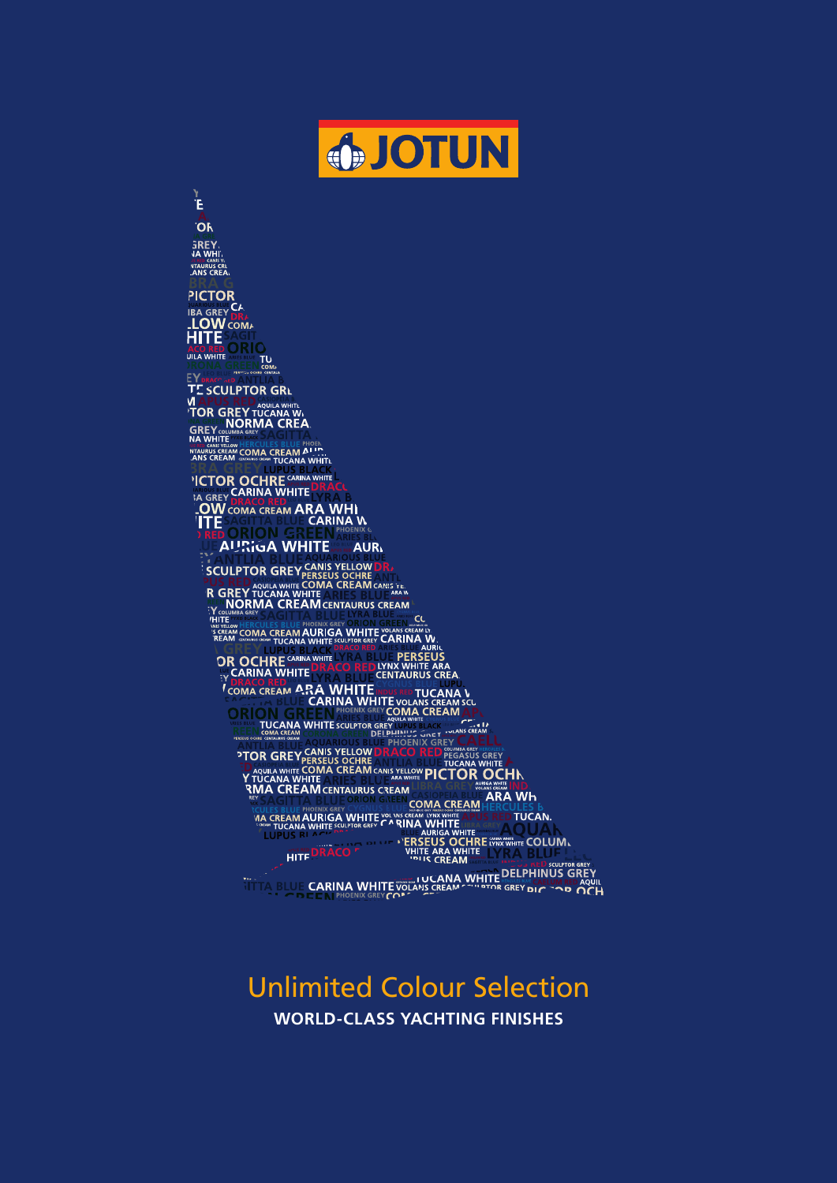# JOTUN

## Unlimited Colour Selection

**WORLD-CLASS YACHTING FINISHES**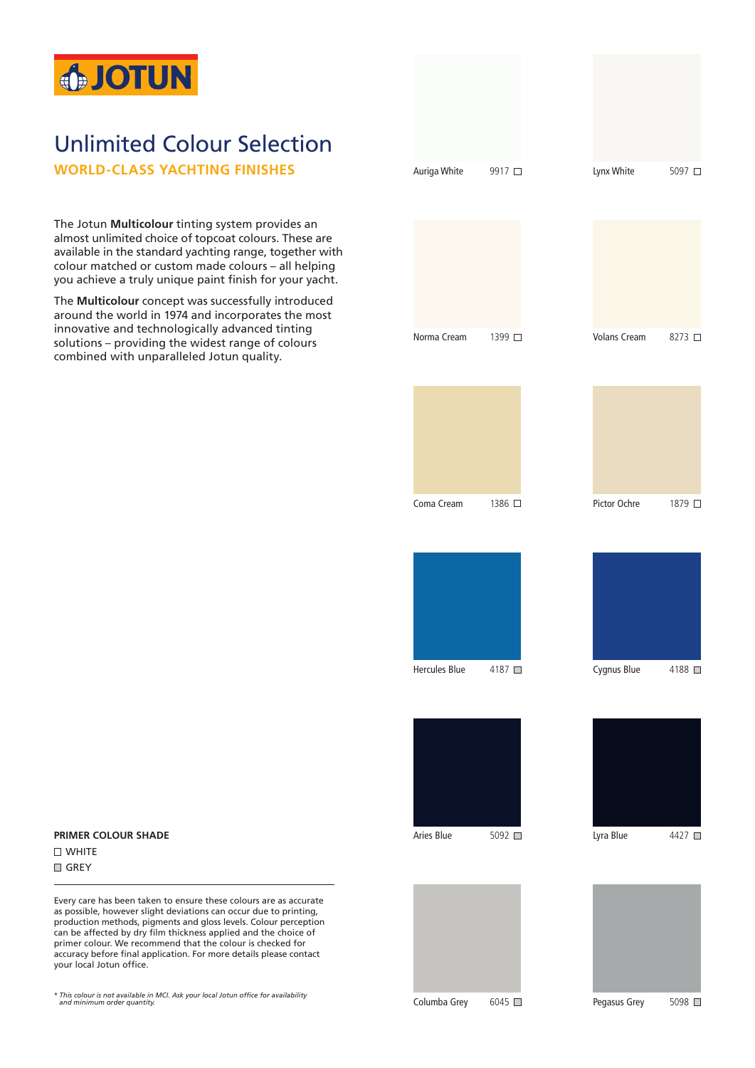# Unlimited Colour Selection

## WORLD-CLASS YACHTING FINISHES

The Jotun **Multicolour** tinting system provides an almost unlimited choice of topcoat colours. These are available in the standard yachting range, together with colour matched or custom made colours – all helping you achieve a truly unique paint finish for your yacht.

The **Multicolour** concept was successfully introduced around the world in 1974 and incorporates the most innovative and technologically advanced tinting solutions – providing the widest range of colours combined with unparalleled Jotun quality.

| Colour | Code | Primer |
|---|---|---|
| Auriga White | 9917 | ☐ |
| Lynx White | 5097 | ☐ |
| Norma Cream | 1399 | ☐ |
| Volans Cream | 8273 | ☐ |
| Coma Cream | 1386 | ☐ |
| Pictor Ochre | 1879 | ☐ |
| Hercules Blue | 4187 | ■ |
| Cygnus Blue | 4188 | ■ |
| Aries Blue | 5092 | ■ |
| Lyra Blue | 4427 | ■ |
| Columba Grey | 6045 | ■ |
| Pegasus Grey | 5098 | ■ |

**PRIMER COLOUR SHADE**

☐ WHITE

■ GREY

Every care has been taken to ensure these colours are as accurate as possible, however slight deviations can occur due to printing, production methods, pigments and gloss levels. Colour perception can be affected by dry film thickness applied and the choice of primer colour. We recommend that the colour is checked for accuracy before final application. For more details please contact your local Jotun office.

*\* This colour is not available in MCI. Ask your local Jotun office for availability and minimum order quantity.*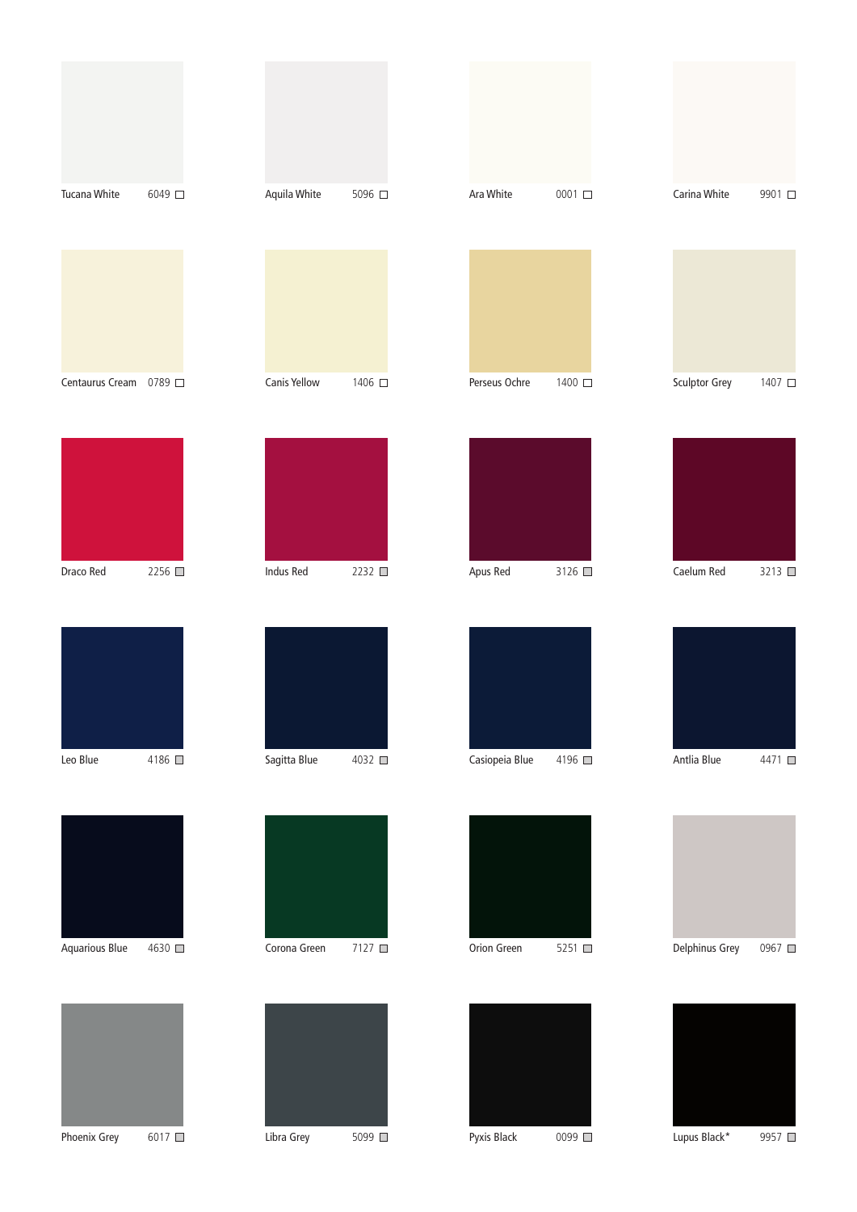Tucana White 6049 ☐

Aquila White 5096 ☐

Ara White 0001 ☐

Carina White 9901 ☐

Centaurus Cream 0789 ☐

Canis Yellow 1406 ☐

Perseus Ochre 1400 ☐

Sculptor Grey 1407 ☐

Draco Red 2256 ☐

Indus Red 2232 ☐

Apus Red 3126 ☐

Caelum Red 3213 ☐

Leo Blue 4186 ☐

Sagitta Blue 4032 ☐

Casiopeia Blue 4196 ☐

Antlia Blue 4471 ☐

Aquarious Blue 4630 ☐

Corona Green 7127 ☐

Orion Green 5251 ☐

Delphinus Grey 0967 ☐

Phoenix Grey 6017 ☐

Libra Grey 5099 ☐

Pyxis Black 0099 ☐

Lupus Black* 9957 ☐